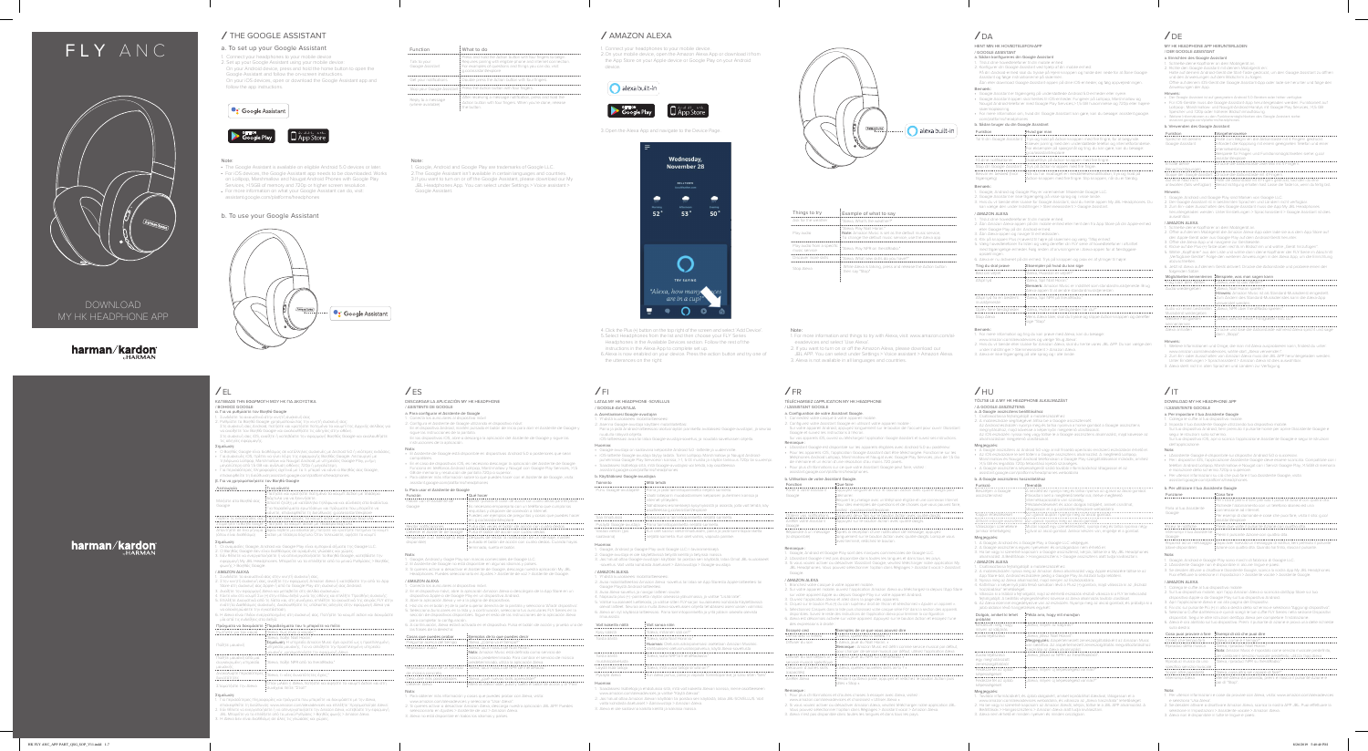# FLY ANC

DOWNLOAD
MY HK HEADPHONE APP

harman/kardon

## / THE GOOGLE ASSISTANT

### a. To set up your Google Assistant

1. Connect your headphones to your mobile device.
2. Set up your Google Assistant using your mobile device:
   On your Android device, press and hold the home button to open the Google Assistant and follow the on-screen instructions.
   On your iOS devices, open or download the Google Assistant app and follow the app instructions.

Google Assistant

Google Play | App Store

Note:

- The Google Assistant is available on eligible Android 5.0 devices or later.
- For iOS devices, the Google Assistant app needs to be downloaded. Works on Lollipop, Marshmallow and Nougat Android Phones with Google Play Services, >1.5GB of memory and 720p or higher screen resolution.
- For more information on what Google Assistant can do, visit assistant.google.com/platforms/headphones

### b. To use your Google Assistant

Google Assistant

| Function | What to do |
| --- | --- |

Note:

1. Google, Android and Google Play are trademarks of Google LLC.
2. The Google Assistant isn't available in certain languages and countries.
3. If you want to turn on or off the Google Assistant, please download our My JBL Headphones app. You can select under Settings > Voice assistant > Google Assistant.

## / AMAZON ALEXA

1. Connect your headphones to your mobile device.
2. On your mobile device, open the Amazon Alexa App or download it from the App Store on your Apple device or Google Play on your Android device.

alexa built-in

Google Play | App Store

3. Open the Alexa App and navigate to the Device Page.

alexa built-in

4. Click the Plus (+) button on the top right of the screen and select "Add Device".
5. Select Headphones from the list and then choose your FLY Series Headphones in the Available Devices section. Follow the rest of the instructions in the Alexa App to complete set up.
6. Alexa is now enabled on your device. Press the action button and try one of the utterances on the right.

| Things to try | Example of what to say |
| --- | --- |

Note:

1. For more information and things to try with Alexa, visit www.amazon.com/alexa-voice and select "Use Alexa".
2. If you want to turn on or off the Amazon Alexa, please download our JBL APP. You can select under Settings > Voice assistant > Amazon Alexa.
3. Alexa is not available in all languages and countries.

## / DA

## / DE

## / EL

## / ES

## / FI

## / FR

## / HU

## / IT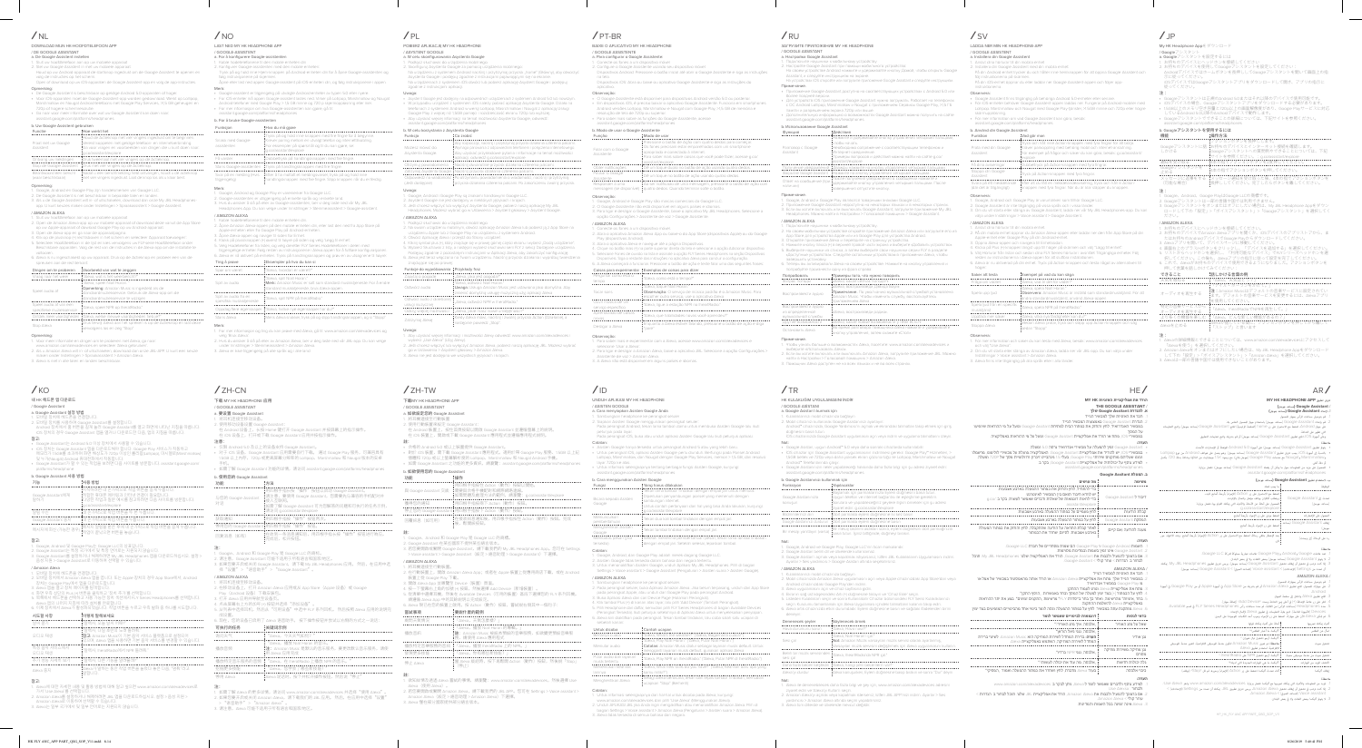## NL

DOWNLOAD MIJN HK HOOFDTELEFOON APP

/ GOOGLE ASSISTANT

## NO

LAST NED MY HK HEADPHONES APP

/ GOOGLE ASSISTENT

## PL

POBIERZ APLIKACJĘ MY HK HEADPHONES

/ ASYSTENT GOOGLE

## PT-BR

BAIXE O APLICATIVO MY HK HEADPHONES

/ GOOGLE ASSISTANT

## RU

ЗАГРУЗИТЕ ПРИЛОЖЕНИЕ MY HK HEADPHONES

/ GOOGLE ASSISTANT

## SV

LADDA NER MIN HK HEADPHONES APP

/ GOOGLE ASSISTANT

## JP

My HK Headphone Appをダウンロード

/ Googleアシスタント

## KO

내 HK 헤드폰 앱 다운로드

/ Google Assistant

## ZH-CN

下载 MY HK HEADPHONE 应用

/ GOOGLE ASSISTANT

## ZH-TW

下載MY HK HEADPHONE APP

/ GOOGLE ASSISTANT

## ID

UNDUH APLIKASI MY HK HEADPHONE

/ ASISTEN GOOGLE

## TR

HK KULAKLIĞIM UYGULAMASINI INDIR

/ GOOGLE ASSISTANT

## HE

## AR